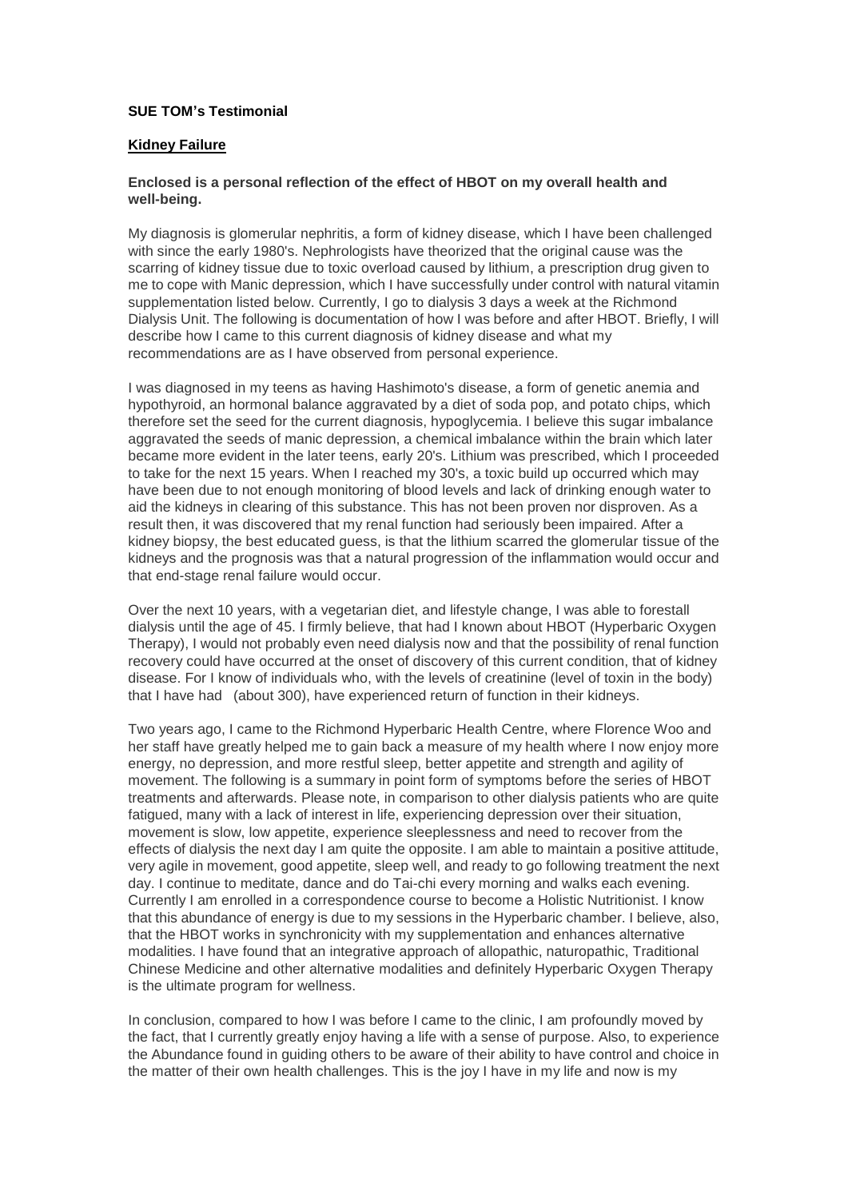**SUE TOM's Testimonial**

**Kidney Failure**

**Enclosed is a personal reflection of the effect of HBOT on my overall health and well-being.**

My diagnosis is glomerular nephritis, a form of kidney disease, which I have been challenged with since the early 1980's. Nephrologists have theorized that the original cause was the scarring of kidney tissue due to toxic overload caused by lithium, a prescription drug given to me to cope with Manic depression, which I have successfully under control with natural vitamin supplementation listed below. Currently, I go to dialysis 3 days a week at the Richmond Dialysis Unit. The following is documentation of how I was before and after HBOT. Briefly, I will describe how I came to this current diagnosis of kidney disease and what my recommendations are as I have observed from personal experience.

I was diagnosed in my teens as having Hashimoto's disease, a form of genetic anemia and hypothyroid, an hormonal balance aggravated by a diet of soda pop, and potato chips, which therefore set the seed for the current diagnosis, hypoglycemia. I believe this sugar imbalance aggravated the seeds of manic depression, a chemical imbalance within the brain which later became more evident in the later teens, early 20's. Lithium was prescribed, which I proceeded to take for the next 15 years. When I reached my 30's, a toxic build up occurred which may have been due to not enough monitoring of blood levels and lack of drinking enough water to aid the kidneys in clearing of this substance. This has not been proven nor disproven. As a result then, it was discovered that my renal function had seriously been impaired. After a kidney biopsy, the best educated guess, is that the lithium scarred the glomerular tissue of the kidneys and the prognosis was that a natural progression of the inflammation would occur and that end-stage renal failure would occur.

Over the next 10 years, with a vegetarian diet, and lifestyle change, I was able to forestall dialysis until the age of 45. I firmly believe, that had I known about HBOT (Hyperbaric Oxygen Therapy), I would not probably even need dialysis now and that the possibility of renal function recovery could have occurred at the onset of discovery of this current condition, that of kidney disease. For I know of individuals who, with the levels of creatinine (level of toxin in the body) that I have had (about 300), have experienced return of function in their kidneys.

Two years ago, I came to the Richmond Hyperbaric Health Centre, where Florence Woo and her staff have greatly helped me to gain back a measure of my health where I now enjoy more energy, no depression, and more restful sleep, better appetite and strength and agility of movement. The following is a summary in point form of symptoms before the series of HBOT treatments and afterwards. Please note, in comparison to other dialysis patients who are quite fatigued, many with a lack of interest in life, experiencing depression over their situation, movement is slow, low appetite, experience sleeplessness and need to recover from the effects of dialysis the next day I am quite the opposite. I am able to maintain a positive attitude, very agile in movement, good appetite, sleep well, and ready to go following treatment the next day. I continue to meditate, dance and do Tai-chi every morning and walks each evening. Currently I am enrolled in a correspondence course to become a Holistic Nutritionist. I know that this abundance of energy is due to my sessions in the Hyperbaric chamber. I believe, also, that the HBOT works in synchronicity with my supplementation and enhances alternative modalities. I have found that an integrative approach of allopathic, naturopathic, Traditional Chinese Medicine and other alternative modalities and definitely Hyperbaric Oxygen Therapy is the ultimate program for wellness.

In conclusion, compared to how I was before I came to the clinic, I am profoundly moved by the fact, that I currently greatly enjoy having a life with a sense of purpose. Also, to experience the Abundance found in guiding others to be aware of their ability to have control and choice in the matter of their own health challenges. This is the joy I have in my life and now is my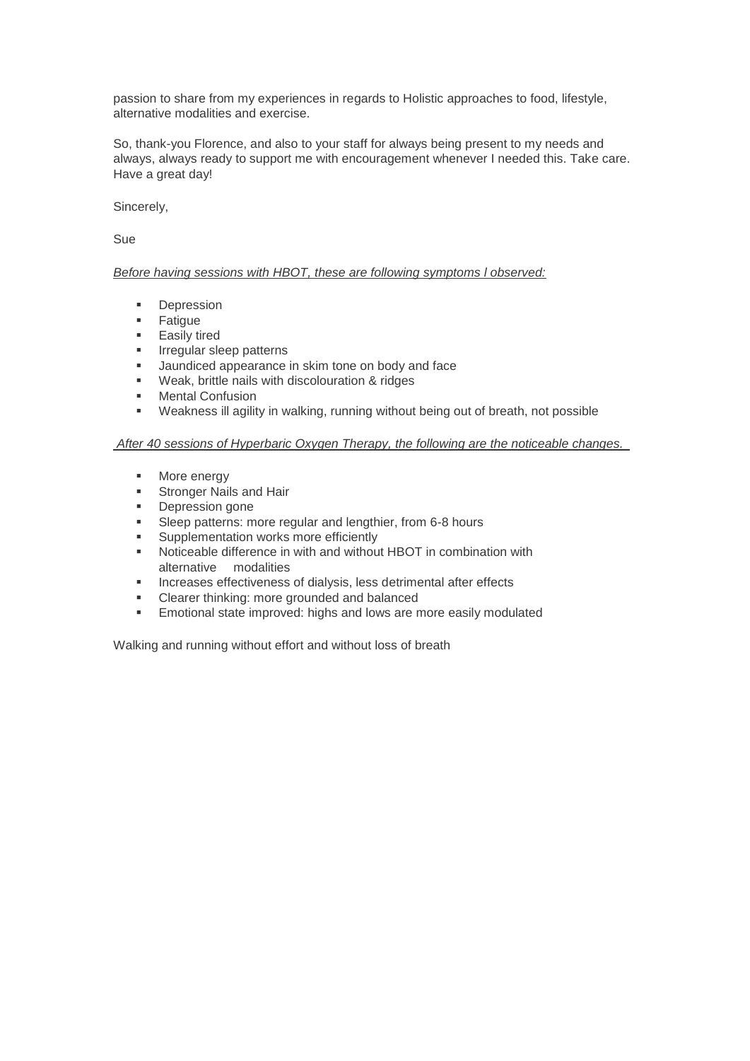passion to share from my experiences in regards to Holistic approaches to food, lifestyle, alternative modalities and exercise.

So, thank-you Florence, and also to your staff for always being present to my needs and always, always ready to support me with encouragement whenever I needed this. Take care. Have a great day!

Sincerely,

Sue

*Before having sessions with HBOT, these are following symptoms l observed:*

- Depression
- Fatigue
- Easily tired
- Irregular sleep patterns
- Jaundiced appearance in skim tone on body and face
- Weak, brittle nails with discolouration & ridges
- Mental Confusion
- Weakness ill agility in walking, running without being out of breath, not possible

*After 40 sessions of Hyperbaric Oxygen Therapy, the following are the noticeable changes.*

- More energy
- Stronger Nails and Hair
- Depression gone
- Sleep patterns: more regular and lengthier, from 6-8 hours
- Supplementation works more efficiently
- Noticeable difference in with and without HBOT in combination with alternative modalities
- Increases effectiveness of dialysis, less detrimental after effects
- Clearer thinking: more grounded and balanced
- Emotional state improved: highs and lows are more easily modulated

Walking and running without effort and without loss of breath